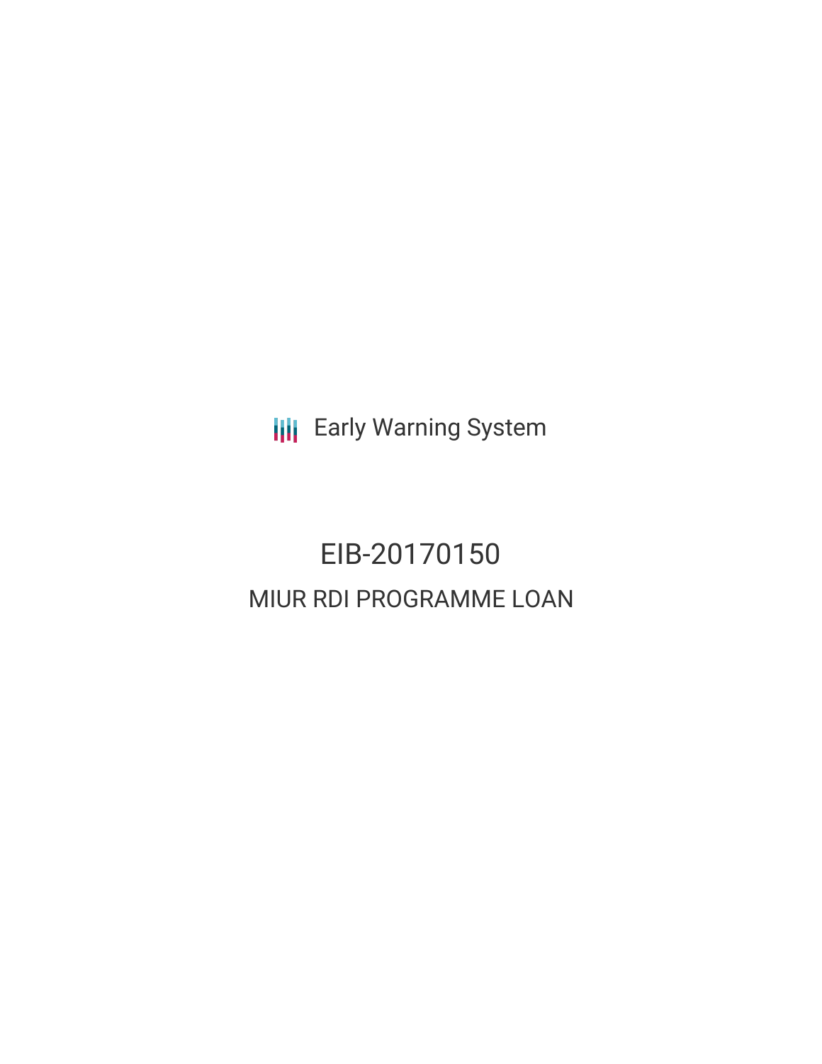Early Warning System

# EIB-20170150

## MIUR RDI PROGRAMME LOAN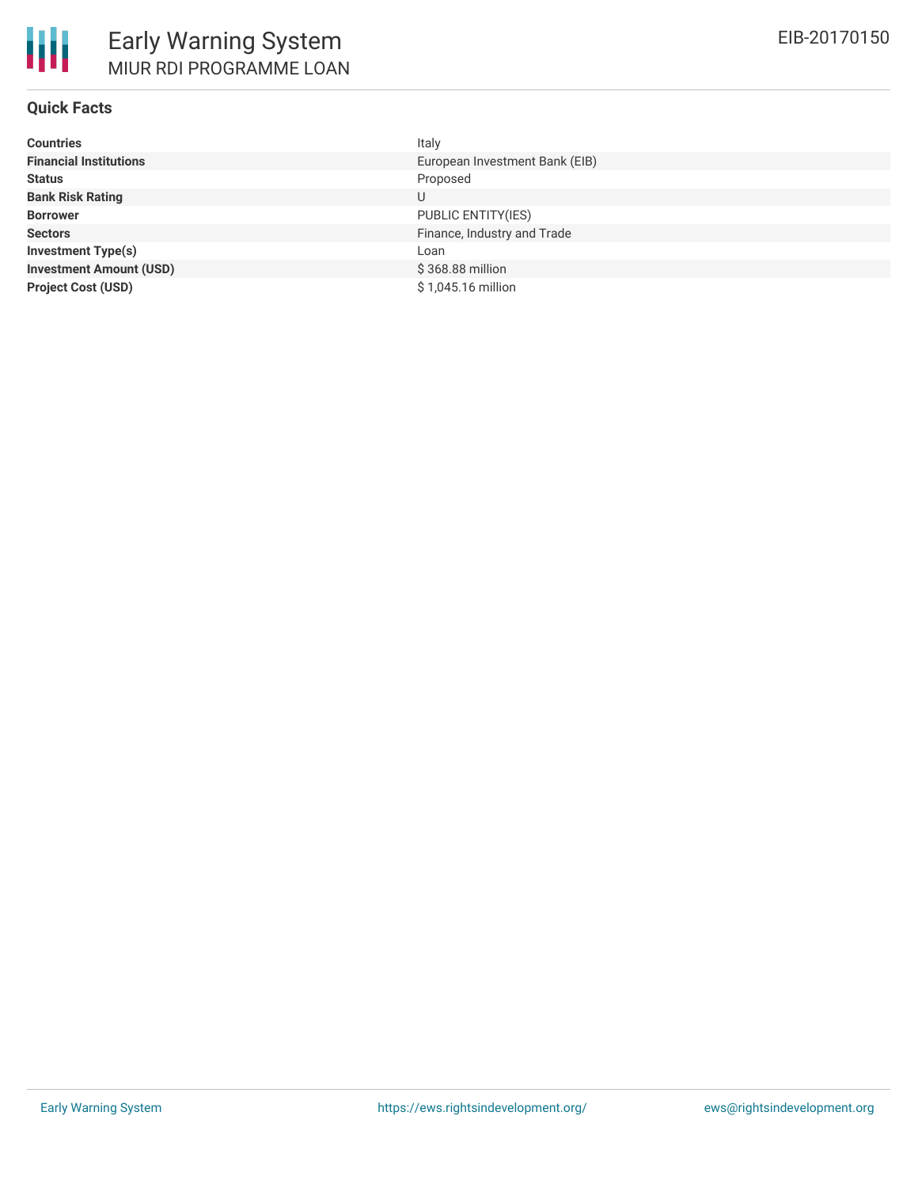# Early Warning System

## MIUR RDI PROGRAMME LOAN

EIB-20170150

### Quick Facts

| | |
|---|---|
| **Countries** | Italy |
| **Financial Institutions** | European Investment Bank (EIB) |
| **Status** | Proposed |
| **Bank Risk Rating** | U |
| **Borrower** | PUBLIC ENTITY(IES) |
| **Sectors** | Finance, Industry and Trade |
| **Investment Type(s)** | Loan |
| **Investment Amount (USD)** | $ 368.88 million |
| **Project Cost (USD)** | $ 1,045.16 million |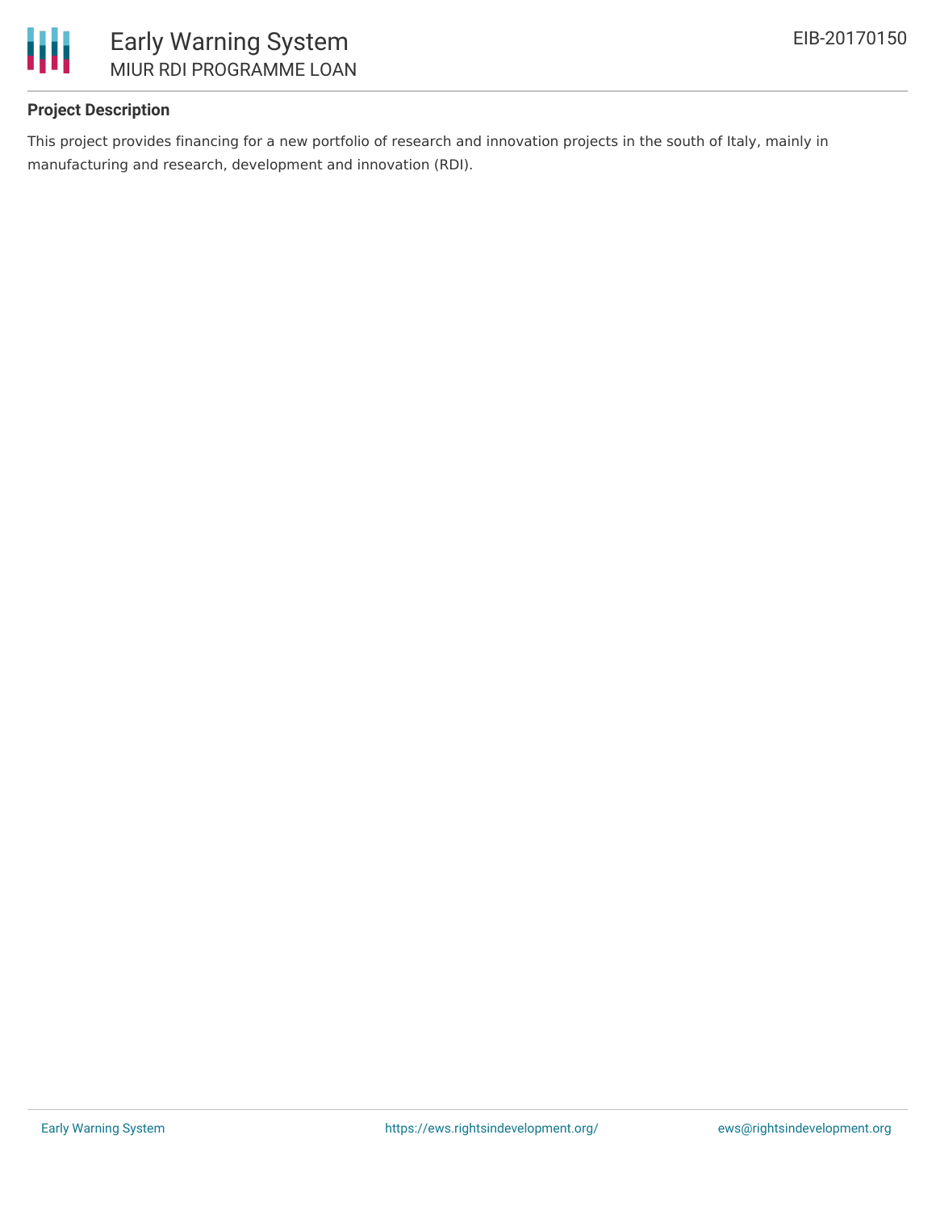### Project Description

This project provides financing for a new portfolio of research and innovation projects in the south of Italy, mainly in manufacturing and research, development and innovation (RDI).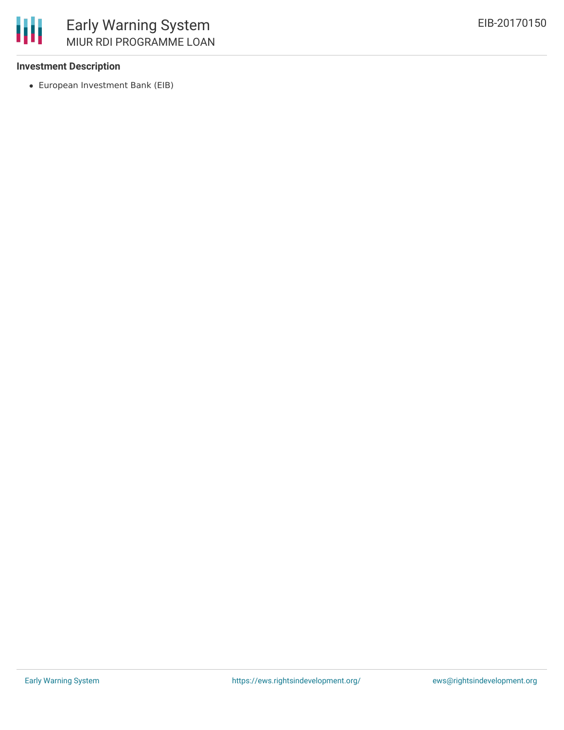**Investment Description**

- European Investment Bank (EIB)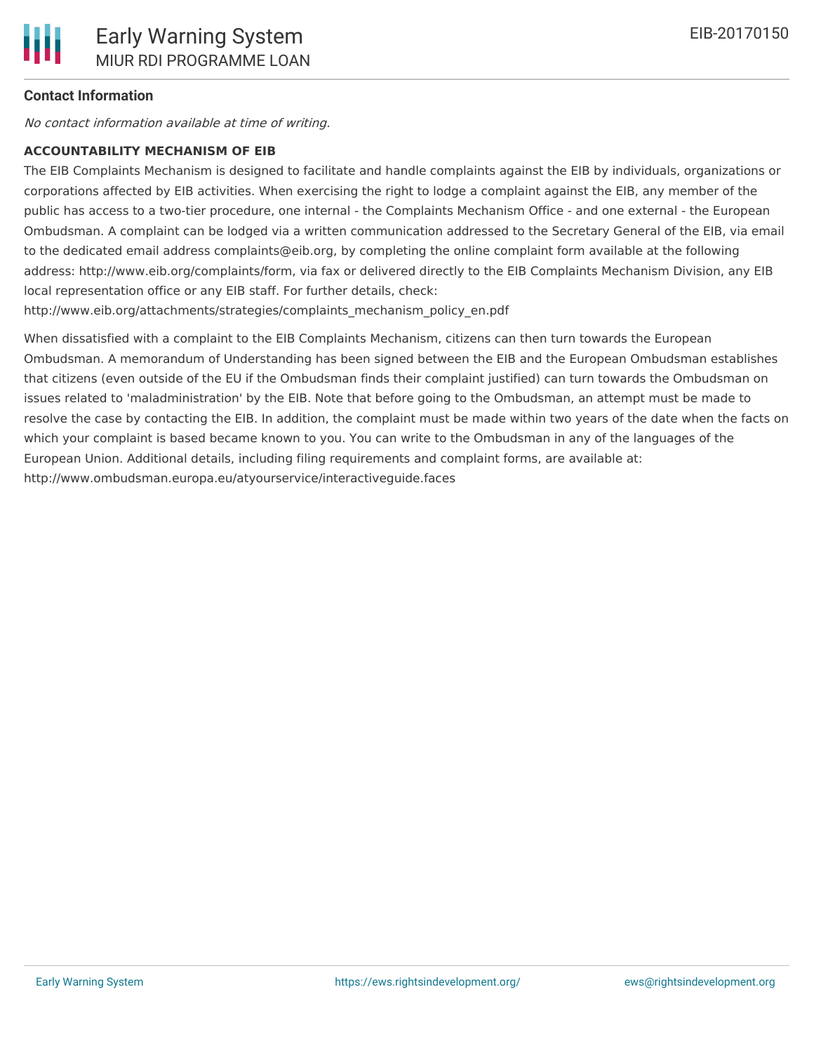### Contact Information

*No contact information available at time of writing.*

**ACCOUNTABILITY MECHANISM OF EIB**

The EIB Complaints Mechanism is designed to facilitate and handle complaints against the EIB by individuals, organizations or corporations affected by EIB activities. When exercising the right to lodge a complaint against the EIB, any member of the public has access to a two-tier procedure, one internal - the Complaints Mechanism Office - and one external - the European Ombudsman. A complaint can be lodged via a written communication addressed to the Secretary General of the EIB, via email to the dedicated email address complaints@eib.org, by completing the online complaint form available at the following address: http://www.eib.org/complaints/form, via fax or delivered directly to the EIB Complaints Mechanism Division, any EIB local representation office or any EIB staff. For further details, check: http://www.eib.org/attachments/strategies/complaints_mechanism_policy_en.pdf

When dissatisfied with a complaint to the EIB Complaints Mechanism, citizens can then turn towards the European Ombudsman. A memorandum of Understanding has been signed between the EIB and the European Ombudsman establishes that citizens (even outside of the EU if the Ombudsman finds their complaint justified) can turn towards the Ombudsman on issues related to 'maladministration' by the EIB. Note that before going to the Ombudsman, an attempt must be made to resolve the case by contacting the EIB. In addition, the complaint must be made within two years of the date when the facts on which your complaint is based became known to you. You can write to the Ombudsman in any of the languages of the European Union. Additional details, including filing requirements and complaint forms, are available at: http://www.ombudsman.europa.eu/atyourservice/interactiveguide.faces